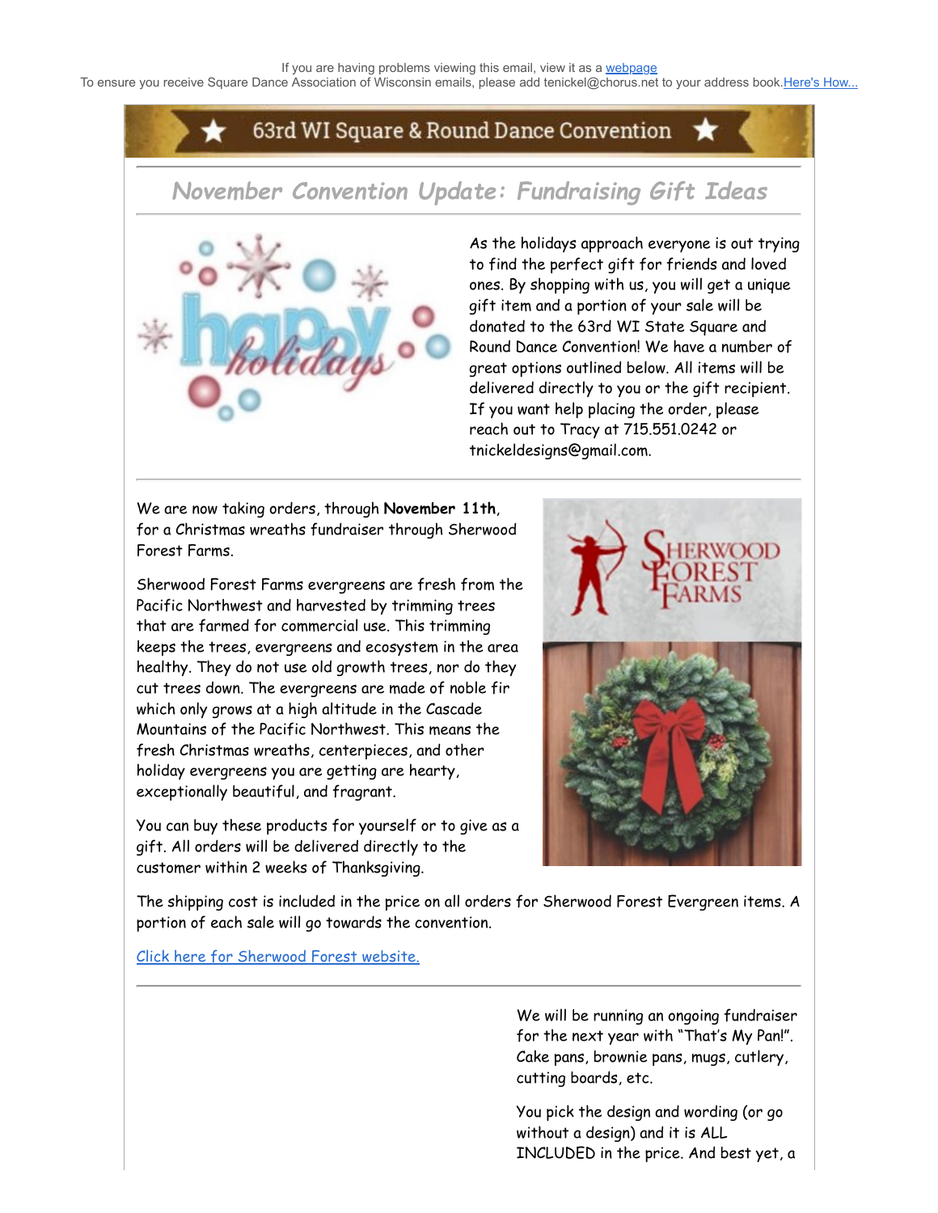If you are having problems viewing this email, view it as a webpage

To ensure you receive Square Dance Association of Wisconsin emails, please add tenickel@chorus.net to your address book. Here's How...

# 63rd WI Square & Round Dance Convention

## *November Convention Update: Fundraising Gift Ideas*

As the holidays approach everyone is out trying to find the perfect gift for friends and loved ones. By shopping with us, you will get a unique gift item and a portion of your sale will be donated to the 63rd WI State Square and Round Dance Convention! We have a number of great options outlined below. All items will be delivered directly to you or the gift recipient. If you want help placing the order, please reach out to Tracy at 715.551.0242 or tnickeldesigns@gmail.com.

We are now taking orders, through **November 11th**, for a Christmas wreaths fundraiser through Sherwood Forest Farms.

Sherwood Forest Farms evergreens are fresh from the Pacific Northwest and harvested by trimming trees that are farmed for commercial use. This trimming keeps the trees, evergreens and ecosystem in the area healthy. They do not use old growth trees, nor do they cut trees down. The evergreens are made of noble fir which only grows at a high altitude in the Cascade Mountains of the Pacific Northwest. This means the fresh Christmas wreaths, centerpieces, and other holiday evergreens you are getting are hearty, exceptionally beautiful, and fragrant.

You can buy these products for yourself or to give as a gift. All orders will be delivered directly to the customer within 2 weeks of Thanksgiving.

The shipping cost is included in the price on all orders for Sherwood Forest Evergreen items. A portion of each sale will go towards the convention.

Click here for Sherwood Forest website.

We will be running an ongoing fundraiser for the next year with "That's My Pan!". Cake pans, brownie pans, mugs, cutlery, cutting boards, etc.

You pick the design and wording (or go without a design) and it is ALL INCLUDED in the price. And best yet, a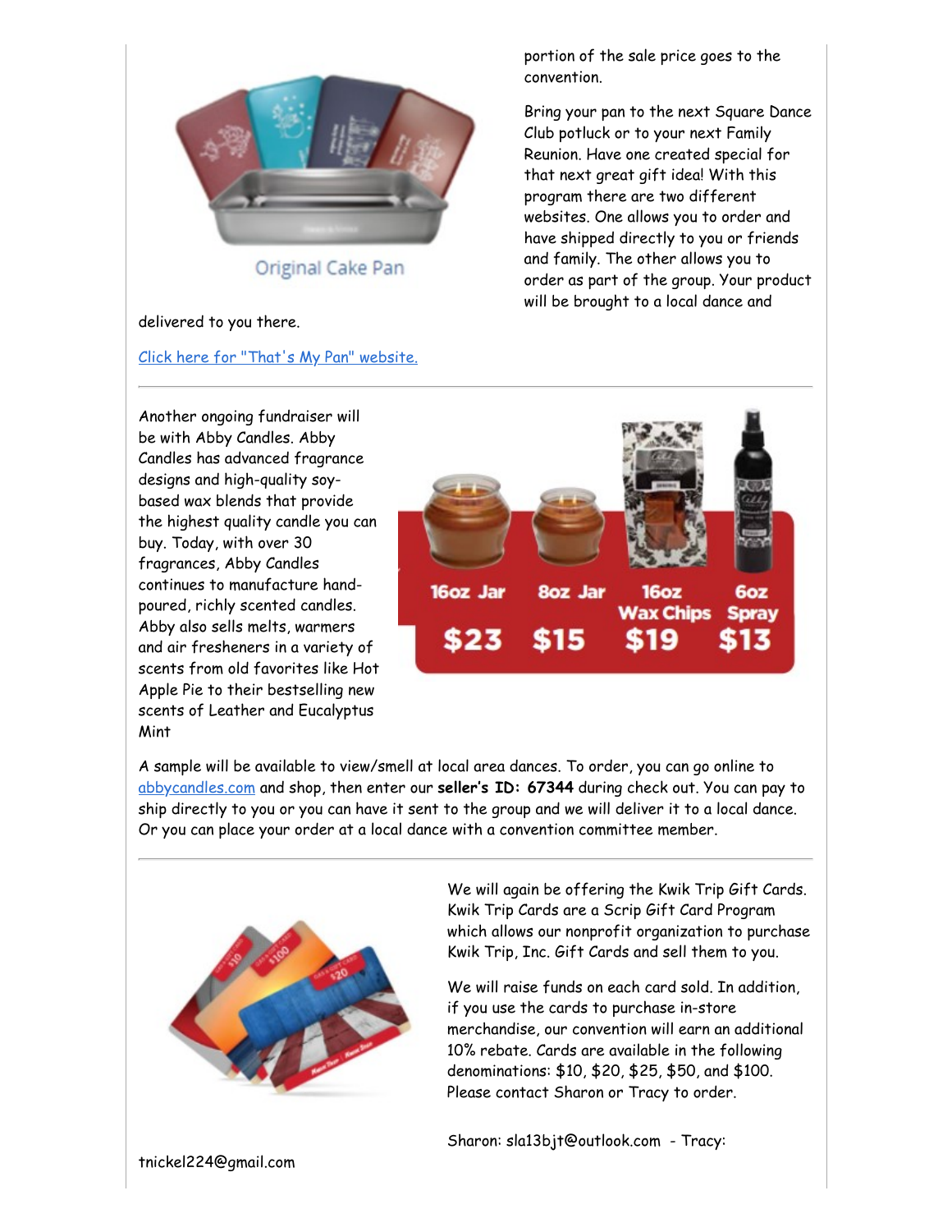Original Cake Pan

portion of the sale price goes to the convention.

Bring your pan to the next Square Dance Club potluck or to your next Family Reunion. Have one created special for that next great gift idea! With this program there are two different websites. One allows you to order and have shipped directly to you or friends and family. The other allows you to order as part of the group. Your product will be brought to a local dance and delivered to you there.

[Click here for "That's My Pan" website.]

---

Another ongoing fundraiser will be with Abby Candles. Abby Candles has advanced fragrance designs and high-quality soy-based wax blends that provide the highest quality candle you can buy. Today, with over 30 fragrances, Abby Candles continues to manufacture hand-poured, richly scented candles. Abby also sells melts, warmers and air fresheners in a variety of scents from old favorites like Hot Apple Pie to their bestselling new scents of Leather and Eucalyptus Mint

| 16oz Jar | 8oz Jar | 16oz Wax Chips | 6oz Spray |
|---|---|---|---|
| $23 | $15 | $19 | $13 |

A sample will be available to view/smell at local area dances. To order, you can go online to abbycandles.com and shop, then enter our **seller's ID: 67344** during check out. You can pay to ship directly to you or you can have it sent to the group and we will deliver it to a local dance. Or you can place your order at a local dance with a convention committee member.

---

We will again be offering the Kwik Trip Gift Cards. Kwik Trip Cards are a Scrip Gift Card Program which allows our nonprofit organization to purchase Kwik Trip, Inc. Gift Cards and sell them to you.

We will raise funds on each card sold. In addition, if you use the cards to purchase in-store merchandise, our convention will earn an additional 10% rebate. Cards are available in the following denominations: $10, $20, $25, $50, and $100. Please contact Sharon or Tracy to order.

Sharon: sla13bjt@outlook.com - Tracy: tnickel224@gmail.com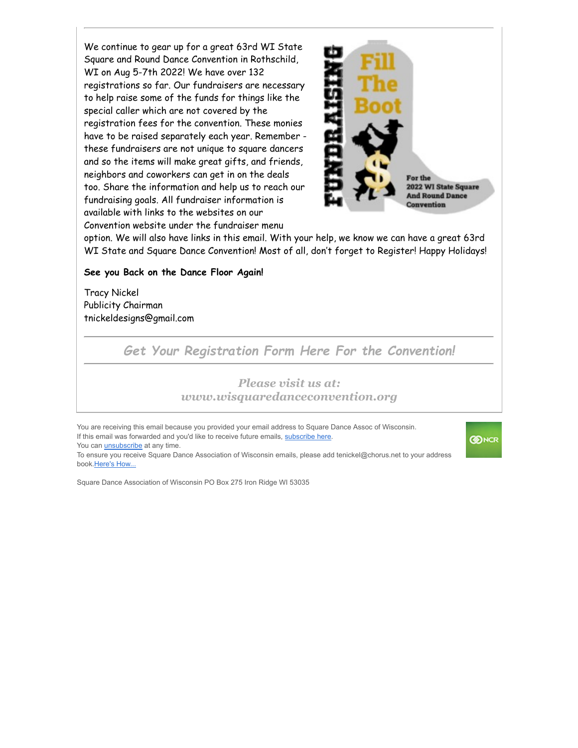We continue to gear up for a great 63rd WI State Square and Round Dance Convention in Rothschild, WI on Aug 5-7th 2022! We have over 132 registrations so far. Our fundraisers are necessary to help raise some of the funds for things like the special caller which are not covered by the registration fees for the convention. These monies have to be raised separately each year. Remember - these fundraisers are not unique to square dancers and so the items will make great gifts, and friends, neighbors and coworkers can get in on the deals too. Share the information and help us to reach our fundraising goals. All fundraiser information is available with links to the websites on our Convention website under the fundraiser menu option. We will also have links in this email. With your help, we know we can have a great 63rd WI State and Square Dance Convention! Most of all, don't forget to Register! Happy Holidays!

FUNDRAISING

Fill The Boot

For the 2022 WI State Square And Round Dance Convention

**See you Back on the Dance Floor Again!**

Tracy Nickel
Publicity Chairman
tnickeldesigns@gmail.com

---

## *Get Your Registration Form Here For the Convention!*

---

***Please visit us at:***
***www.wisquaredanceconvention.org***

You are receiving this email because you provided your email address to Square Dance Assoc of Wisconsin.
If this email was forwarded and you'd like to receive future emails, subscribe here.
You can unsubscribe at any time.
To ensure you receive Square Dance Association of Wisconsin emails, please add tenickel@chorus.net to your address book.Here's How...

Square Dance Association of Wisconsin PO Box 275 Iron Ridge WI 53035